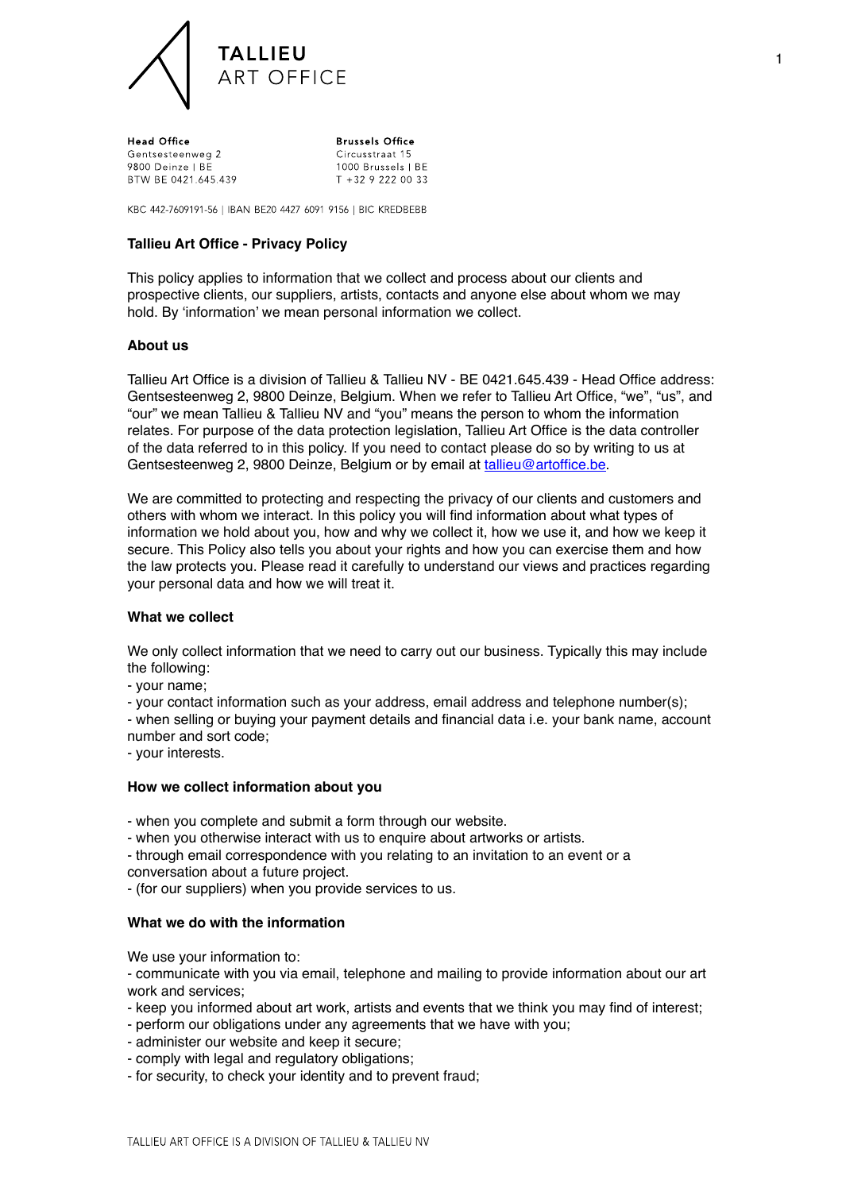**TALLIEU**
ART OFFICE

**Head Office**
Gentsesteenweg 2
9800 Deinze | BE
BTW BE 0421.645.439

**Brussels Office**
Circusstraat 15
1000 Brussels | BE
T +32 9 222 00 33

KBC 442-7609191-56 | IBAN BE20 4427 6091 9156 | BIC KREDBEBB

## Tallieu Art Office - Privacy Policy

This policy applies to information that we collect and process about our clients and prospective clients, our suppliers, artists, contacts and anyone else about whom we may hold. By 'information' we mean personal information we collect.

### About us

Tallieu Art Office is a division of Tallieu & Tallieu NV - BE 0421.645.439 - Head Office address: Gentsesteenweg 2, 9800 Deinze, Belgium. When we refer to Tallieu Art Office, "we", "us", and "our" we mean Tallieu & Tallieu NV and "you" means the person to whom the information relates. For purpose of the data protection legislation, Tallieu Art Office is the data controller of the data referred to in this policy. If you need to contact please do so by writing to us at Gentsesteenweg 2, 9800 Deinze, Belgium or by email at tallieu@artoffice.be.

We are committed to protecting and respecting the privacy of our clients and customers and others with whom we interact. In this policy you will find information about what types of information we hold about you, how and why we collect it, how we use it, and how we keep it secure. This Policy also tells you about your rights and how you can exercise them and how the law protects you. Please read it carefully to understand our views and practices regarding your personal data and how we will treat it.

### What we collect

We only collect information that we need to carry out our business. Typically this may include the following:

- your name;
- your contact information such as your address, email address and telephone number(s);
- when selling or buying your payment details and financial data i.e. your bank name, account number and sort code;
- your interests.

### How we collect information about you

- when you complete and submit a form through our website.
- when you otherwise interact with us to enquire about artworks or artists.
- through email correspondence with you relating to an invitation to an event or a conversation about a future project.
- (for our suppliers) when you provide services to us.

### What we do with the information

We use your information to:

- communicate with you via email, telephone and mailing to provide information about our art work and services;
- keep you informed about art work, artists and events that we think you may find of interest;
- perform our obligations under any agreements that we have with you;
- administer our website and keep it secure;
- comply with legal and regulatory obligations;
- for security, to check your identity and to prevent fraud;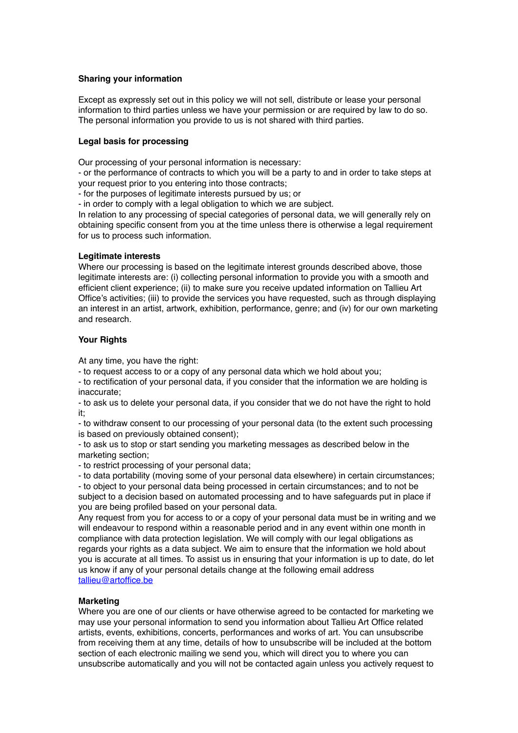**Sharing your information**

Except as expressly set out in this policy we will not sell, distribute or lease your personal information to third parties unless we have your permission or are required by law to do so. The personal information you provide to us is not shared with third parties.

**Legal basis for processing**

Our processing of your personal information is necessary:
- or the performance of contracts to which you will be a party to and in order to take steps at your request prior to you entering into those contracts;
- for the purposes of legitimate interests pursued by us; or
- in order to comply with a legal obligation to which we are subject.

In relation to any processing of special categories of personal data, we will generally rely on obtaining specific consent from you at the time unless there is otherwise a legal requirement for us to process such information.

**Legitimate interests**

Where our processing is based on the legitimate interest grounds described above, those legitimate interests are: (i) collecting personal information to provide you with a smooth and efficient client experience; (ii) to make sure you receive updated information on Tallieu Art Office's activities; (iii) to provide the services you have requested, such as through displaying an interest in an artist, artwork, exhibition, performance, genre; and (iv) for our own marketing and research.

**Your Rights**

At any time, you have the right:
- to request access to or a copy of any personal data which we hold about you;
- to rectification of your personal data, if you consider that the information we are holding is inaccurate;
- to ask us to delete your personal data, if you consider that we do not have the right to hold it;
- to withdraw consent to our processing of your personal data (to the extent such processing is based on previously obtained consent);
- to ask us to stop or start sending you marketing messages as described below in the marketing section;
- to restrict processing of your personal data;
- to data portability (moving some of your personal data elsewhere) in certain circumstances;
- to object to your personal data being processed in certain circumstances; and to not be subject to a decision based on automated processing and to have safeguards put in place if you are being profiled based on your personal data.

Any request from you for access to or a copy of your personal data must be in writing and we will endeavour to respond within a reasonable period and in any event within one month in compliance with data protection legislation. We will comply with our legal obligations as regards your rights as a data subject. We aim to ensure that the information we hold about you is accurate at all times. To assist us in ensuring that your information is up to date, do let us know if any of your personal details change at the following email address [tallieu@artoffice.be](mailto:tallieu@artoffice.be)

**Marketing**

Where you are one of our clients or have otherwise agreed to be contacted for marketing we may use your personal information to send you information about Tallieu Art Office related artists, events, exhibitions, concerts, performances and works of art. You can unsubscribe from receiving them at any time, details of how to unsubscribe will be included at the bottom section of each electronic mailing we send you, which will direct you to where you can unsubscribe automatically and you will not be contacted again unless you actively request to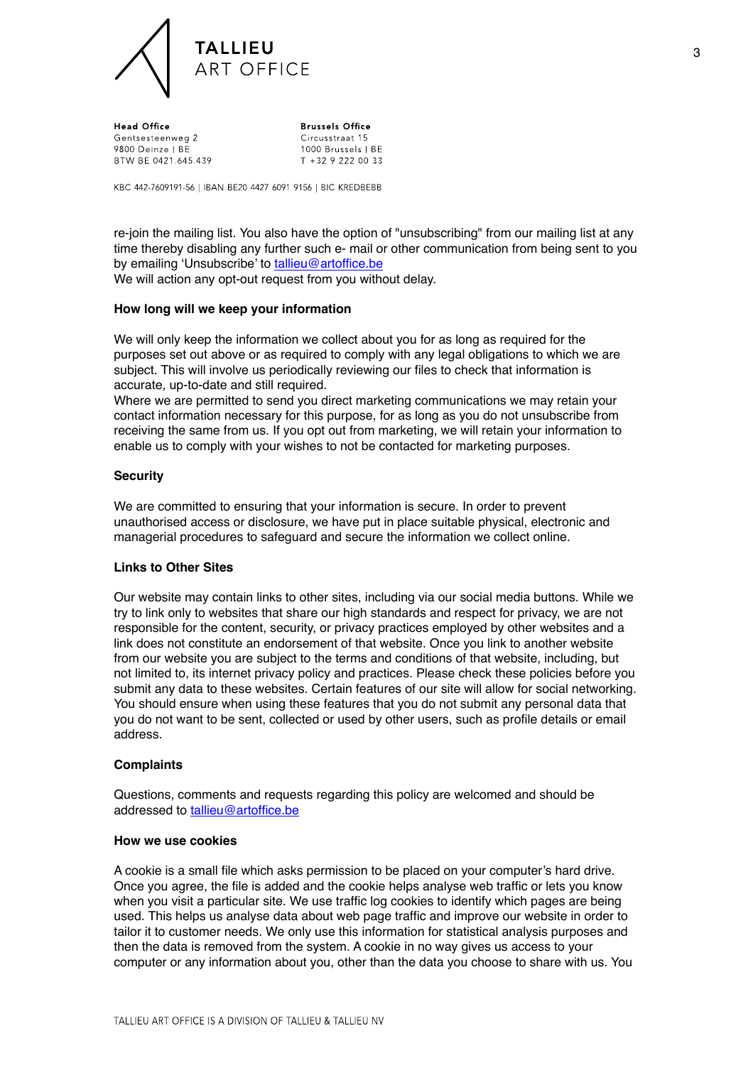re-join the mailing list. You also have the option of "unsubscribing" from our mailing list at any time thereby disabling any further such e- mail or other communication from being sent to you by emailing 'Unsubscribe' to tallieu@artoffice.be
We will action any opt-out request from you without delay.

**How long will we keep your information**

We will only keep the information we collect about you for as long as required for the purposes set out above or as required to comply with any legal obligations to which we are subject. This will involve us periodically reviewing our files to check that information is accurate, up-to-date and still required.
Where we are permitted to send you direct marketing communications we may retain your contact information necessary for this purpose, for as long as you do not unsubscribe from receiving the same from us. If you opt out from marketing, we will retain your information to enable us to comply with your wishes to not be contacted for marketing purposes.

**Security**

We are committed to ensuring that your information is secure. In order to prevent unauthorised access or disclosure, we have put in place suitable physical, electronic and managerial procedures to safeguard and secure the information we collect online.

**Links to Other Sites**

Our website may contain links to other sites, including via our social media buttons. While we try to link only to websites that share our high standards and respect for privacy, we are not responsible for the content, security, or privacy practices employed by other websites and a link does not constitute an endorsement of that website. Once you link to another website from our website you are subject to the terms and conditions of that website, including, but not limited to, its internet privacy policy and practices. Please check these policies before you submit any data to these websites. Certain features of our site will allow for social networking. You should ensure when using these features that you do not submit any personal data that you do not want to be sent, collected or used by other users, such as profile details or email address.

**Complaints**

Questions, comments and requests regarding this policy are welcomed and should be addressed to tallieu@artoffice.be

**How we use cookies**

A cookie is a small file which asks permission to be placed on your computer's hard drive. Once you agree, the file is added and the cookie helps analyse web traffic or lets you know when you visit a particular site. We use traffic log cookies to identify which pages are being used. This helps us analyse data about web page traffic and improve our website in order to tailor it to customer needs. We only use this information for statistical analysis purposes and then the data is removed from the system. A cookie in no way gives us access to your computer or any information about you, other than the data you choose to share with us. You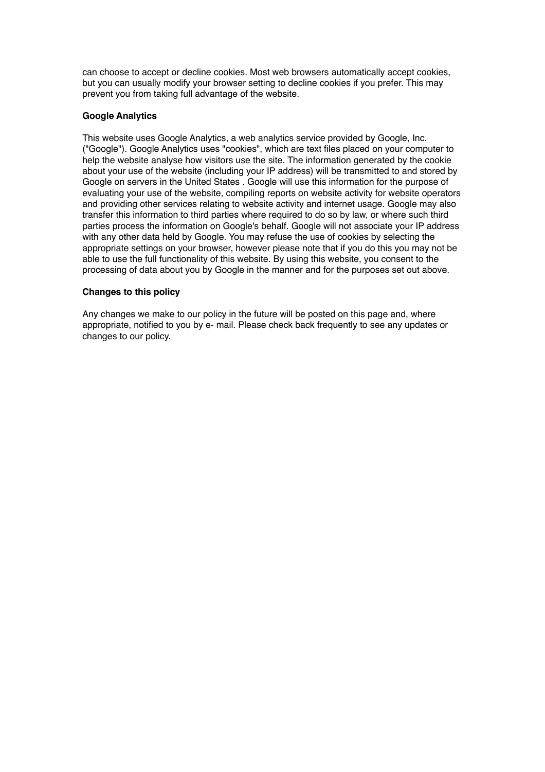can choose to accept or decline cookies. Most web browsers automatically accept cookies, but you can usually modify your browser setting to decline cookies if you prefer. This may prevent you from taking full advantage of the website.

**Google Analytics**

This website uses Google Analytics, a web analytics service provided by Google, Inc. ("Google"). Google Analytics uses "cookies", which are text files placed on your computer to help the website analyse how visitors use the site. The information generated by the cookie about your use of the website (including your IP address) will be transmitted to and stored by Google on servers in the United States . Google will use this information for the purpose of evaluating your use of the website, compiling reports on website activity for website operators and providing other services relating to website activity and internet usage. Google may also transfer this information to third parties where required to do so by law, or where such third parties process the information on Google's behalf. Google will not associate your IP address with any other data held by Google. You may refuse the use of cookies by selecting the appropriate settings on your browser, however please note that if you do this you may not be able to use the full functionality of this website. By using this website, you consent to the processing of data about you by Google in the manner and for the purposes set out above.

**Changes to this policy**

Any changes we make to our policy in the future will be posted on this page and, where appropriate, notified to you by e- mail. Please check back frequently to see any updates or changes to our policy.